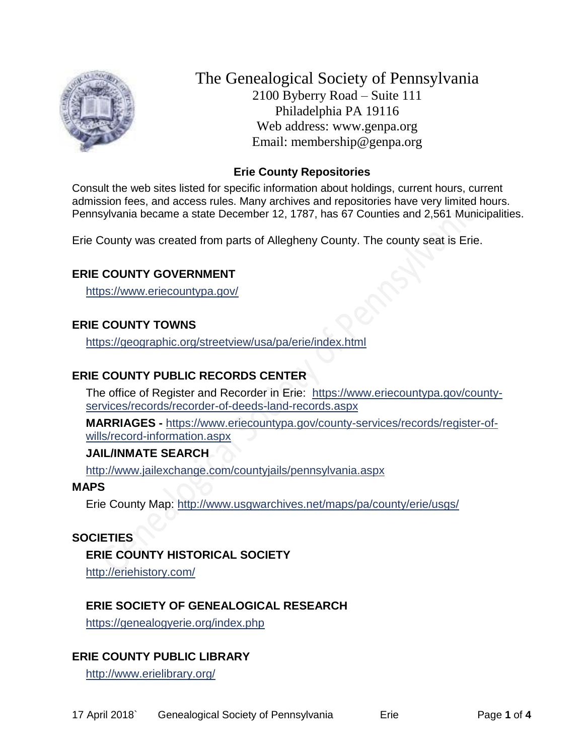# The Genealogical Society of Pennsylvania

2100 Byberry Road – Suite 111
Philadelphia PA 19116
Web address: www.genpa.org
Email: membership@genpa.org

## Erie County Repositories

Consult the web sites listed for specific information about holdings, current hours, current admission fees, and access rules. Many archives and repositories have very limited hours. Pennsylvania became a state December 12, 1787, has 67 Counties and 2,561 Municipalities.

Erie County was created from parts of Allegheny County. The county seat is Erie.

### ERIE COUNTY GOVERNMENT

https://www.eriecountypa.gov/

### ERIE COUNTY TOWNS

https://geographic.org/streetview/usa/pa/erie/index.html

### ERIE COUNTY PUBLIC RECORDS CENTER

The office of Register and Recorder in Erie: https://www.eriecountypa.gov/county-services/records/recorder-of-deeds-land-records.aspx

**MARRIAGES -** https://www.eriecountypa.gov/county-services/records/register-of-wills/record-information.aspx

#### JAIL/INMATE SEARCH

http://www.jailexchange.com/countyjails/pennsylvania.aspx

### MAPS

Erie County Map: http://www.usgwarchives.net/maps/pa/county/erie/usgs/

### SOCIETIES

#### ERIE COUNTY HISTORICAL SOCIETY

http://eriehistory.com/

#### ERIE SOCIETY OF GENEALOGICAL RESEARCH

https://genealogyerie.org/index.php

### ERIE COUNTY PUBLIC LIBRARY

http://www.erielibrary.org/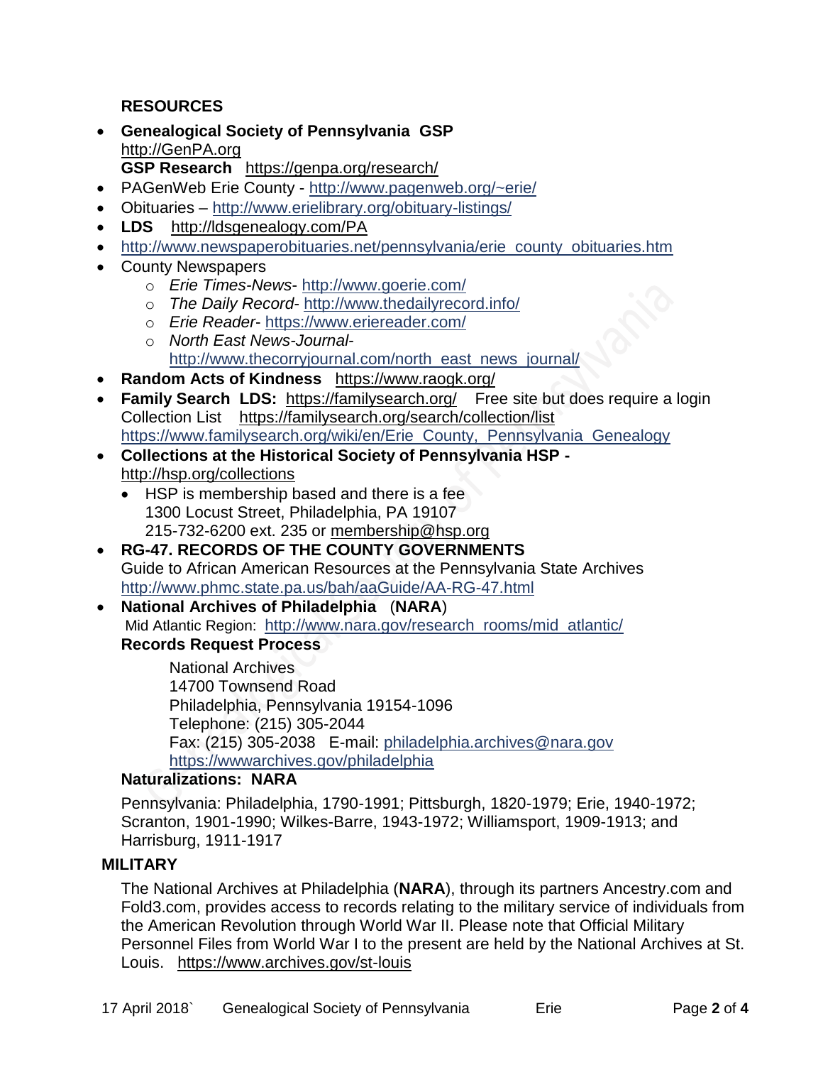**RESOURCES**

- **Genealogical Society of Pennsylvania GSP** http://GenPA.org
  **GSP Research** https://genpa.org/research/
- PAGenWeb Erie County - http://www.pagenweb.org/~erie/
- Obituaries – http://www.erielibrary.org/obituary-listings/
- **LDS** http://ldsgenealogy.com/PA
- http://www.newspaperobituaries.net/pennsylvania/erie_county_obituaries.htm
- County Newspapers
  - *Erie Times-News*- http://www.goerie.com/
  - *The Daily Record*- http://www.thedailyrecord.info/
  - *Erie Reader*- https://www.eriereader.com/
  - *North East News-Journal*- http://www.thecorryjournal.com/north_east_news_journal/
- **Random Acts of Kindness** https://www.raogk.org/
- **Family Search LDS:** https://familysearch.org/ Free site but does require a login
  Collection List https://familysearch.org/search/collection/list
  https://www.familysearch.org/wiki/en/Erie_County,_Pennsylvania_Genealogy
- **Collections at the Historical Society of Pennsylvania HSP -** http://hsp.org/collections
  - HSP is membership based and there is a fee
    1300 Locust Street, Philadelphia, PA 19107
    215-732-6200 ext. 235 or membership@hsp.org
- **RG-47. RECORDS OF THE COUNTY GOVERNMENTS**
  Guide to African American Resources at the Pennsylvania State Archives
  http://www.phmc.state.pa.us/bah/aaGuide/AA-RG-47.html
- **National Archives of Philadelphia** (**NARA**)
  Mid Atlantic Region: http://www.nara.gov/research_rooms/mid_atlantic/
  **Records Request Process**

  National Archives
  14700 Townsend Road
  Philadelphia, Pennsylvania 19154-1096
  Telephone: (215) 305-2044
  Fax: (215) 305-2038 E-mail: philadelphia.archives@nara.gov
  https://wwwarchives.gov/philadelphia

  **Naturalizations: NARA**

  Pennsylvania: Philadelphia, 1790-1991; Pittsburgh, 1820-1979; Erie, 1940-1972; Scranton, 1901-1990; Wilkes-Barre, 1943-1972; Williamsport, 1909-1913; and Harrisburg, 1911-1917

**MILITARY**

The National Archives at Philadelphia (**NARA**), through its partners Ancestry.com and Fold3.com, provides access to records relating to the military service of individuals from the American Revolution through World War II. Please note that Official Military Personnel Files from World War I to the present are held by the National Archives at St. Louis. https://www.archives.gov/st-louis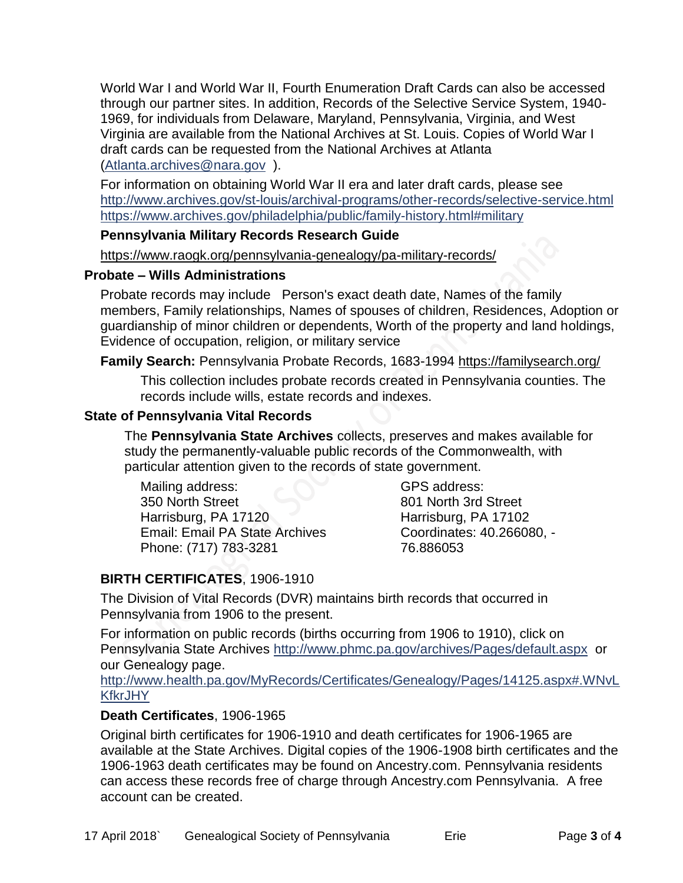World War I and World War II, Fourth Enumeration Draft Cards can also be accessed through our partner sites. In addition, Records of the Selective Service System, 1940-1969, for individuals from Delaware, Maryland, Pennsylvania, Virginia, and West Virginia are available from the National Archives at St. Louis. Copies of World War I draft cards can be requested from the National Archives at Atlanta (Atlanta.archives@nara.gov ).

For information on obtaining World War II era and later draft cards, please see
http://www.archives.gov/st-louis/archival-programs/other-records/selective-service.html
https://www.archives.gov/philadelphia/public/family-history.html#military

**Pennsylvania Military Records Research Guide**

https://www.raogk.org/pennsylvania-genealogy/pa-military-records/

### Probate – Wills Administrations

Probate records may include Person's exact death date, Names of the family members, Family relationships, Names of spouses of children, Residences, Adoption or guardianship of minor children or dependents, Worth of the property and land holdings, Evidence of occupation, religion, or military service

**Family Search:** Pennsylvania Probate Records, 1683-1994 https://familysearch.org/

This collection includes probate records created in Pennsylvania counties. The records include wills, estate records and indexes.

### State of Pennsylvania Vital Records

The **Pennsylvania State Archives** collects, preserves and makes available for study the permanently-valuable public records of the Commonwealth, with particular attention given to the records of state government.

Mailing address:
350 North Street
Harrisburg, PA 17120
Email: Email PA State Archives
Phone: (717) 783-3281

GPS address:
801 North 3rd Street
Harrisburg, PA 17102
Coordinates: 40.266080, -76.886053

**BIRTH CERTIFICATES**, 1906-1910

The Division of Vital Records (DVR) maintains birth records that occurred in Pennsylvania from 1906 to the present.

For information on public records (births occurring from 1906 to 1910), click on Pennsylvania State Archives http://www.phmc.pa.gov/archives/Pages/default.aspx or our Genealogy page.
http://www.health.pa.gov/MyRecords/Certificates/Genealogy/Pages/14125.aspx#.WNvLKfkrJHY

**Death Certificates**, 1906-1965

Original birth certificates for 1906-1910 and death certificates for 1906-1965 are available at the State Archives. Digital copies of the 1906-1908 birth certificates and the 1906-1963 death certificates may be found on Ancestry.com. Pennsylvania residents can access these records free of charge through Ancestry.com Pennsylvania. A free account can be created.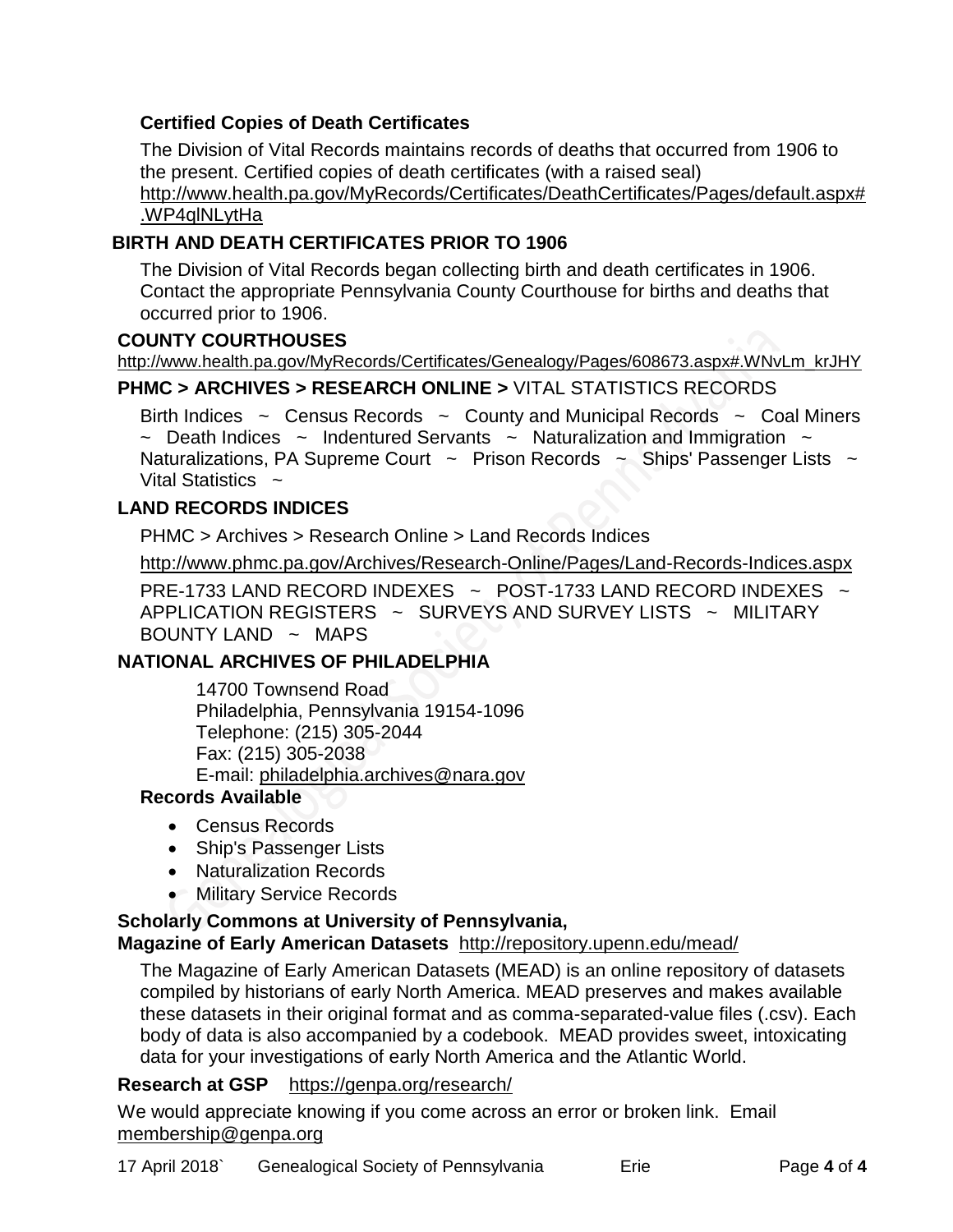### Certified Copies of Death Certificates

The Division of Vital Records maintains records of deaths that occurred from 1906 to the present. Certified copies of death certificates (with a raised seal) http://www.health.pa.gov/MyRecords/Certificates/DeathCertificates/Pages/default.aspx#.WP4qlNLytHa

## BIRTH AND DEATH CERTIFICATES PRIOR TO 1906

The Division of Vital Records began collecting birth and death certificates in 1906. Contact the appropriate Pennsylvania County Courthouse for births and deaths that occurred prior to 1906.

## COUNTY COURTHOUSES

http://www.health.pa.gov/MyRecords/Certificates/Genealogy/Pages/608673.aspx#.WNvLm_krJHY

## PHMC > ARCHIVES > RESEARCH ONLINE > VITAL STATISTICS RECORDS

Birth Indices ~ Census Records ~ County and Municipal Records ~ Coal Miners ~ Death Indices ~ Indentured Servants ~ Naturalization and Immigration ~ Naturalizations, PA Supreme Court ~ Prison Records ~ Ships' Passenger Lists ~ Vital Statistics ~

## LAND RECORDS INDICES

PHMC > Archives > Research Online > Land Records Indices

http://www.phmc.pa.gov/Archives/Research-Online/Pages/Land-Records-Indices.aspx

PRE-1733 LAND RECORD INDEXES ~ POST-1733 LAND RECORD INDEXES ~ APPLICATION REGISTERS ~ SURVEYS AND SURVEY LISTS ~ MILITARY BOUNTY LAND ~ MAPS

## NATIONAL ARCHIVES OF PHILADELPHIA

14700 Townsend Road
Philadelphia, Pennsylvania 19154-1096
Telephone: (215) 305-2044
Fax: (215) 305-2038
E-mail: philadelphia.archives@nara.gov

### Records Available

- Census Records
- Ship's Passenger Lists
- Naturalization Records
- Military Service Records

## Scholarly Commons at University of Pennsylvania, Magazine of Early American Datasets http://repository.upenn.edu/mead/

The Magazine of Early American Datasets (MEAD) is an online repository of datasets compiled by historians of early North America. MEAD preserves and makes available these datasets in their original format and as comma-separated-value files (.csv). Each body of data is also accompanied by a codebook. MEAD provides sweet, intoxicating data for your investigations of early North America and the Atlantic World.

## Research at GSP https://genpa.org/research/

We would appreciate knowing if you come across an error or broken link. Email membership@genpa.org